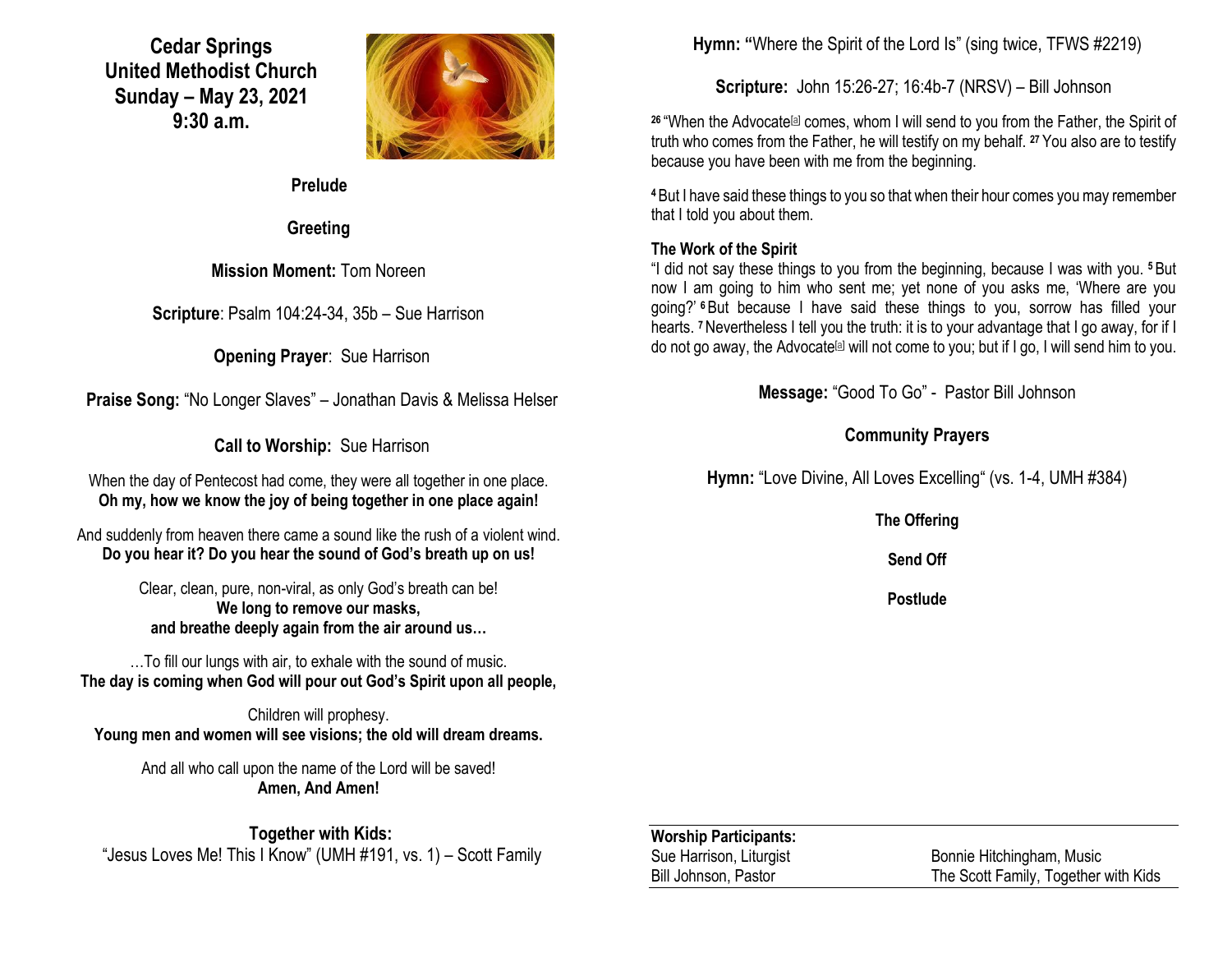# Cedar Springs United Methodist Church
## Sunday – May 23, 2021
## 9:30 a.m.

**Prelude**

**Greeting**

**Mission Moment:** Tom Noreen

**Scripture**: Psalm 104:24-34, 35b – Sue Harrison

**Opening Prayer**: Sue Harrison

**Praise Song:** "No Longer Slaves" – Jonathan Davis & Melissa Helser

**Call to Worship:** Sue Harrison

When the day of Pentecost had come, they were all together in one place.
**Oh my, how we know the joy of being together in one place again!**

And suddenly from heaven there came a sound like the rush of a violent wind.
**Do you hear it? Do you hear the sound of God's breath up on us!**

Clear, clean, pure, non-viral, as only God's breath can be!
**We long to remove our masks,**
**and breathe deeply again from the air around us…**

…To fill our lungs with air, to exhale with the sound of music.
**The day is coming when God will pour out God's Spirit upon all people,**

Children will prophesy.
**Young men and women will see visions; the old will dream dreams.**

And all who call upon the name of the Lord will be saved!
**Amen, And Amen!**

**Together with Kids:**
"Jesus Loves Me! This I Know" (UMH #191, vs. 1) – Scott Family

**Hymn: "**Where the Spirit of the Lord Is" (sing twice, TFWS #2219)

**Scripture:** John 15:26-27; 16:4b-7 (NRSV) – Bill Johnson

[26] "When the Advocate[a] comes, whom I will send to you from the Father, the Spirit of truth who comes from the Father, he will testify on my behalf. [27] You also are to testify because you have been with me from the beginning.

[4] But I have said these things to you so that when their hour comes you may remember that I told you about them.

**The Work of the Spirit**
"I did not say these things to you from the beginning, because I was with you. [5] But now I am going to him who sent me; yet none of you asks me, 'Where are you going?' [6] But because I have said these things to you, sorrow has filled your hearts. [7] Nevertheless I tell you the truth: it is to your advantage that I go away, for if I do not go away, the Advocate[a] will not come to you; but if I go, I will send him to you.

**Message:** "Good To Go" - Pastor Bill Johnson

**Community Prayers**

**Hymn:** "Love Divine, All Loves Excelling" (vs. 1-4, UMH #384)

**The Offering**

**Send Off**

**Postlude**

**Worship Participants:**

| | |
|---|---|
| Sue Harrison, Liturgist | Bonnie Hitchingham, Music |
| Bill Johnson, Pastor | The Scott Family, Together with Kids |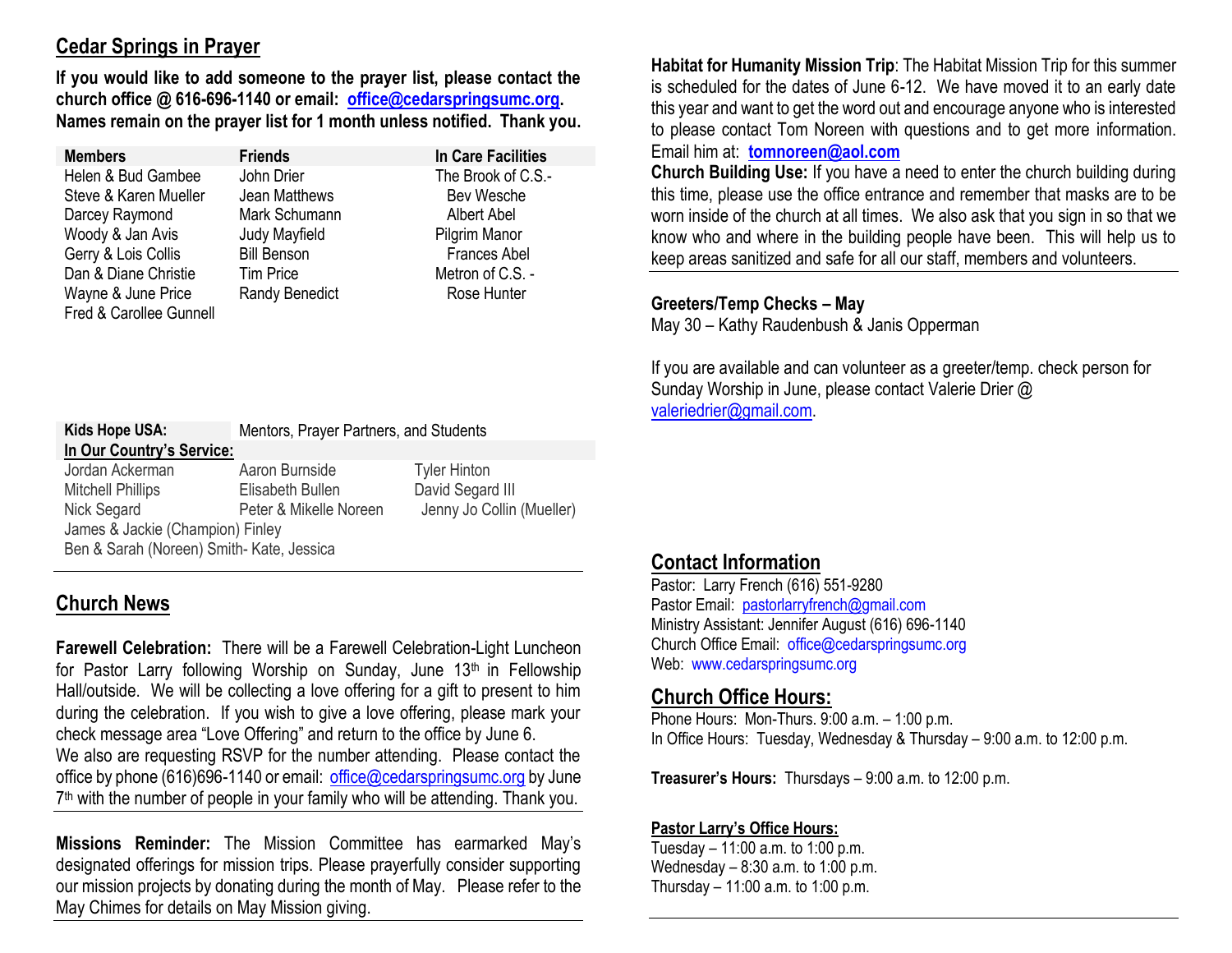## Cedar Springs in Prayer

**If you would like to add someone to the prayer list, please contact the church office @ 616-696-1140 or email: office@cedarspringsumc.org. Names remain on the prayer list for 1 month unless notified. Thank you.**

| Members | Friends | In Care Facilities |
|---|---|---|
| Helen & Bud Gambee | John Drier | The Brook of C.S.- |
| Steve & Karen Mueller | Jean Matthews | Bev Wesche |
| Darcey Raymond | Mark Schumann | Albert Abel |
| Woody & Jan Avis | Judy Mayfield | Pilgrim Manor |
| Gerry & Lois Collis | Bill Benson | Frances Abel |
| Dan & Diane Christie | Tim Price | Metron of C.S. - |
| Wayne & June Price | Randy Benedict | Rose Hunter |
| Fred & Carollee Gunnell | | |

**Kids Hope USA:** Mentors, Prayer Partners, and Students

**In Our Country's Service:**

| | | |
|---|---|---|
| Jordan Ackerman | Aaron Burnside | Tyler Hinton |
| Mitchell Phillips | Elisabeth Bullen | David Segard III |
| Nick Segard | Peter & Mikelle Noreen | Jenny Jo Collin (Mueller) |

James & Jackie (Champion) Finley

Ben & Sarah (Noreen) Smith- Kate, Jessica

## Church News

**Farewell Celebration:** There will be a Farewell Celebration-Light Luncheon for Pastor Larry following Worship on Sunday, June 13th in Fellowship Hall/outside. We will be collecting a love offering for a gift to present to him during the celebration. If you wish to give a love offering, please mark your check message area "Love Offering" and return to the office by June 6. We also are requesting RSVP for the number attending. Please contact the office by phone (616)696-1140 or email: office@cedarspringsumc.org by June 7th with the number of people in your family who will be attending. Thank you.

**Missions Reminder:** The Mission Committee has earmarked May's designated offerings for mission trips. Please prayerfully consider supporting our mission projects by donating during the month of May. Please refer to the May Chimes for details on May Mission giving.

**Habitat for Humanity Mission Trip**: The Habitat Mission Trip for this summer is scheduled for the dates of June 6-12. We have moved it to an early date this year and want to get the word out and encourage anyone who is interested to please contact Tom Noreen with questions and to get more information. Email him at: **tomnoreen@aol.com**

**Church Building Use:** If you have a need to enter the church building during this time, please use the office entrance and remember that masks are to be worn inside of the church at all times. We also ask that you sign in so that we know who and where in the building people have been. This will help us to keep areas sanitized and safe for all our staff, members and volunteers.

**Greeters/Temp Checks – May**

May 30 – Kathy Raudenbush & Janis Opperman

If you are available and can volunteer as a greeter/temp. check person for Sunday Worship in June, please contact Valerie Drier @ valeriedrier@gmail.com.

## Contact Information

Pastor: Larry French (616) 551-9280
Pastor Email: pastorlarryfrench@gmail.com
Ministry Assistant: Jennifer August (616) 696-1140
Church Office Email: office@cedarspringsumc.org
Web: www.cedarspringsumc.org

## Church Office Hours:

Phone Hours: Mon-Thurs. 9:00 a.m. – 1:00 p.m.
In Office Hours: Tuesday, Wednesday & Thursday – 9:00 a.m. to 12:00 p.m.

**Treasurer's Hours:** Thursdays – 9:00 a.m. to 12:00 p.m.

**Pastor Larry's Office Hours:**

Tuesday – 11:00 a.m. to 1:00 p.m.
Wednesday – 8:30 a.m. to 1:00 p.m.
Thursday – 11:00 a.m. to 1:00 p.m.